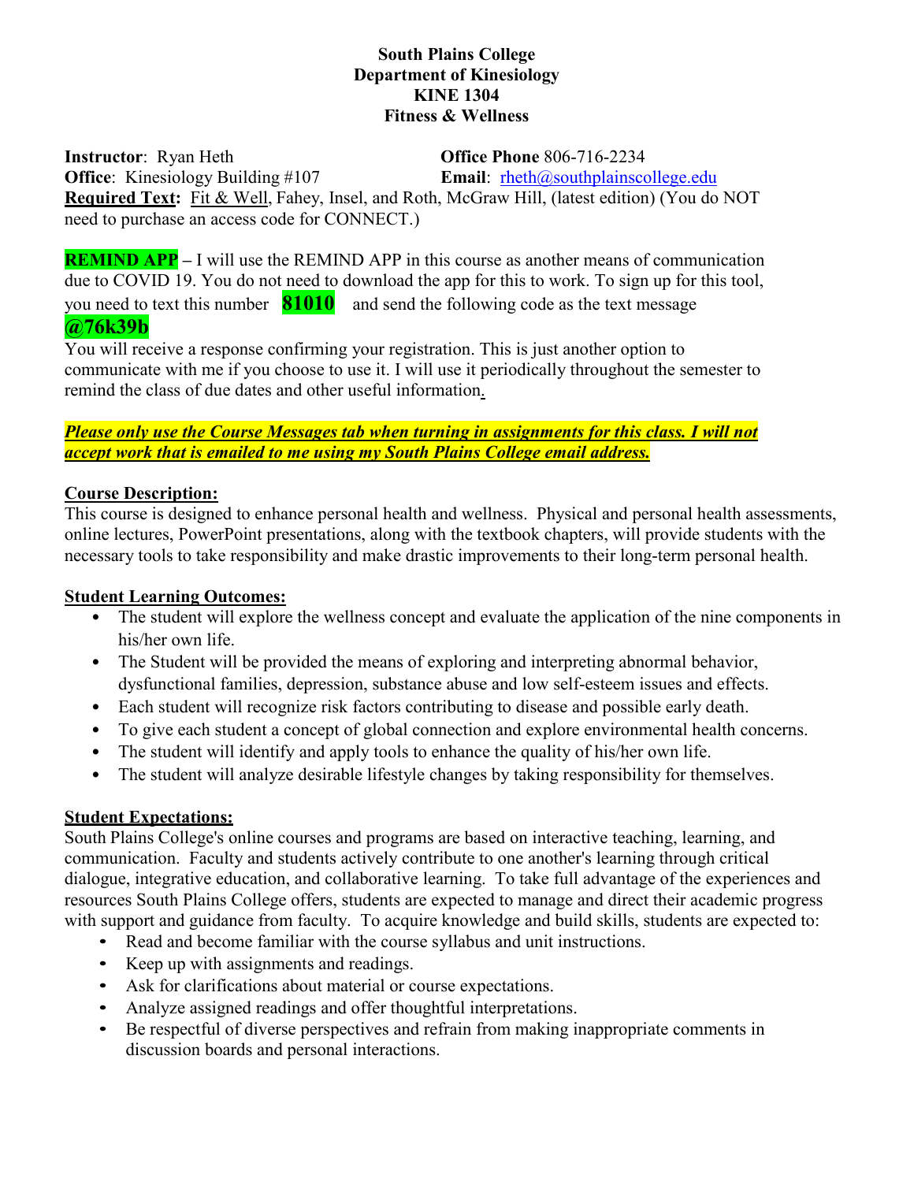# South Plains College
## Department of Kinesiology
## KINE 1304
## Fitness & Wellness

**Instructor**: Ryan Heth  
**Office Phone** 806-716-2234  
**Office**: Kinesiology Building #107  
**Email**: rheth@southplainscollege.edu  
**Required Text:** Fit & Well, Fahey, Insel, and Roth, McGraw Hill, (latest edition) (You do NOT need to purchase an access code for CONNECT.)

**REMIND APP** – I will use the REMIND APP in this course as another means of communication due to COVID 19. You do not need to download the app for this to work. To sign up for this tool, you need to text this number **81010** and send the following code as the text message **@76k39b**

You will receive a response confirming your registration. This is just another option to communicate with me if you choose to use it. I will use it periodically throughout the semester to remind the class of due dates and other useful information.

***Please only use the Course Messages tab when turning in assignments for this class. I will not accept work that is emailed to me using my South Plains College email address.***

### Course Description:

This course is designed to enhance personal health and wellness. Physical and personal health assessments, online lectures, PowerPoint presentations, along with the textbook chapters, will provide students with the necessary tools to take responsibility and make drastic improvements to their long-term personal health.

### Student Learning Outcomes:

- The student will explore the wellness concept and evaluate the application of the nine components in his/her own life.
- The Student will be provided the means of exploring and interpreting abnormal behavior, dysfunctional families, depression, substance abuse and low self-esteem issues and effects.
- Each student will recognize risk factors contributing to disease and possible early death.
- To give each student a concept of global connection and explore environmental health concerns.
- The student will identify and apply tools to enhance the quality of his/her own life.
- The student will analyze desirable lifestyle changes by taking responsibility for themselves.

### Student Expectations:

South Plains College's online courses and programs are based on interactive teaching, learning, and communication. Faculty and students actively contribute to one another's learning through critical dialogue, integrative education, and collaborative learning. To take full advantage of the experiences and resources South Plains College offers, students are expected to manage and direct their academic progress with support and guidance from faculty. To acquire knowledge and build skills, students are expected to:

- Read and become familiar with the course syllabus and unit instructions.
- Keep up with assignments and readings.
- Ask for clarifications about material or course expectations.
- Analyze assigned readings and offer thoughtful interpretations.
- Be respectful of diverse perspectives and refrain from making inappropriate comments in discussion boards and personal interactions.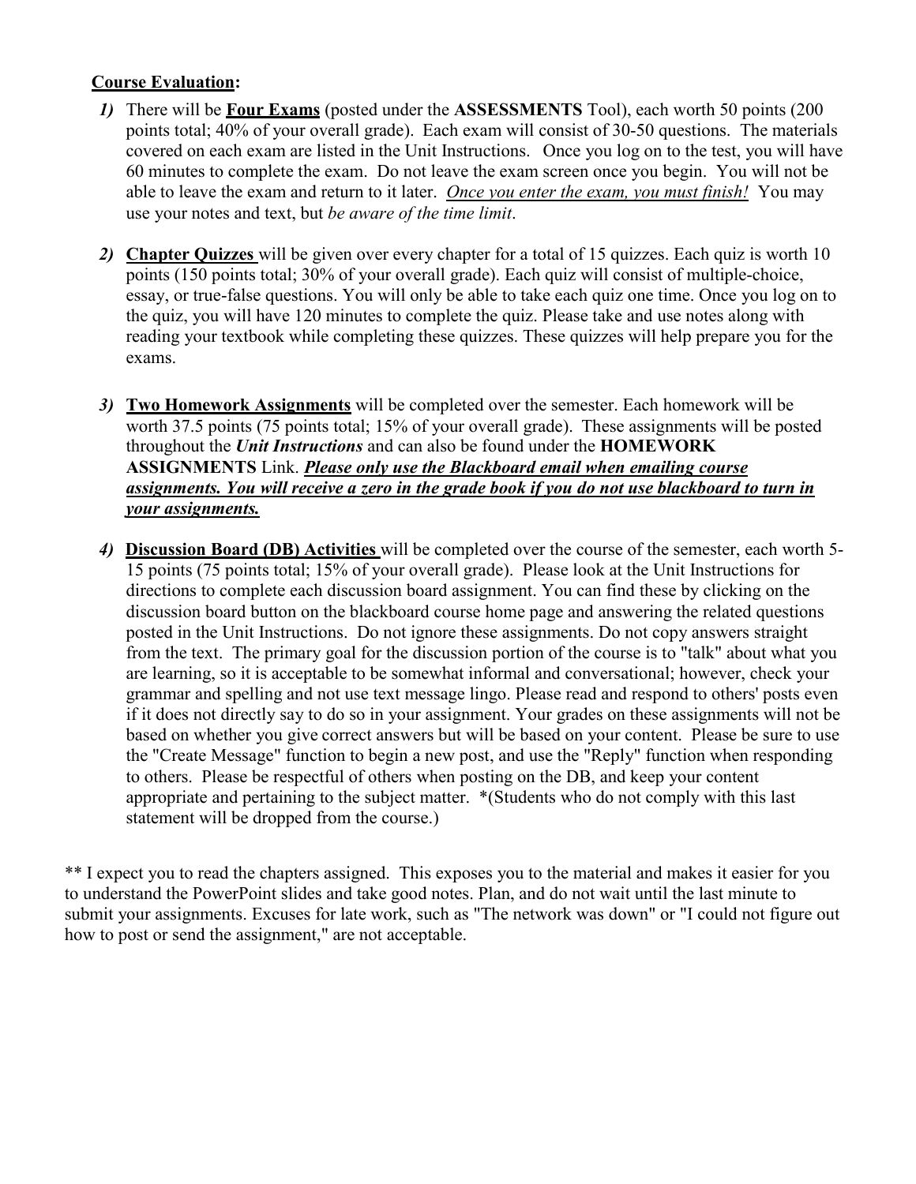**<u>Course Evaluation</u>:**

1) There will be **<u>Four Exams</u>** (posted under the **ASSESSMENTS** Tool), each worth 50 points (200 points total; 40% of your overall grade). Each exam will consist of 30-50 questions. The materials covered on each exam are listed in the Unit Instructions. Once you log on to the test, you will have 60 minutes to complete the exam. Do not leave the exam screen once you begin. You will not be able to leave the exam and return to it later. *<u>Once you enter the exam, you must finish!</u>* You may use your notes and text, but *be aware of the time limit*.

2) **<u>Chapter Quizzes</u>** will be given over every chapter for a total of 15 quizzes. Each quiz is worth 10 points (150 points total; 30% of your overall grade). Each quiz will consist of multiple-choice, essay, or true-false questions. You will only be able to take each quiz one time. Once you log on to the quiz, you will have 120 minutes to complete the quiz. Please take and use notes along with reading your textbook while completing these quizzes. These quizzes will help prepare you for the exams.

3) **<u>Two Homework Assignments</u>** will be completed over the semester. Each homework will be worth 37.5 points (75 points total; 15% of your overall grade). These assignments will be posted throughout the ***Unit Instructions*** and can also be found under the **HOMEWORK ASSIGNMENTS** Link. ***<u>Please only use the Blackboard email when emailing course assignments. You will receive a zero in the grade book if you do not use blackboard to turn in your assignments.</u>***

4) **<u>Discussion Board (DB) Activities</u>** will be completed over the course of the semester, each worth 5-15 points (75 points total; 15% of your overall grade). Please look at the Unit Instructions for directions to complete each discussion board assignment. You can find these by clicking on the discussion board button on the blackboard course home page and answering the related questions posted in the Unit Instructions. Do not ignore these assignments. Do not copy answers straight from the text. The primary goal for the discussion portion of the course is to "talk" about what you are learning, so it is acceptable to be somewhat informal and conversational; however, check your grammar and spelling and not use text message lingo. Please read and respond to others' posts even if it does not directly say to do so in your assignment. Your grades on these assignments will not be based on whether you give correct answers but will be based on your content. Please be sure to use the "Create Message" function to begin a new post, and use the "Reply" function when responding to others. Please be respectful of others when posting on the DB, and keep your content appropriate and pertaining to the subject matter. *(Students who do not comply with this last statement will be dropped from the course.)

** I expect you to read the chapters assigned. This exposes you to the material and makes it easier for you to understand the PowerPoint slides and take good notes. Plan, and do not wait until the last minute to submit your assignments. Excuses for late work, such as "The network was down" or "I could not figure out how to post or send the assignment," are not acceptable.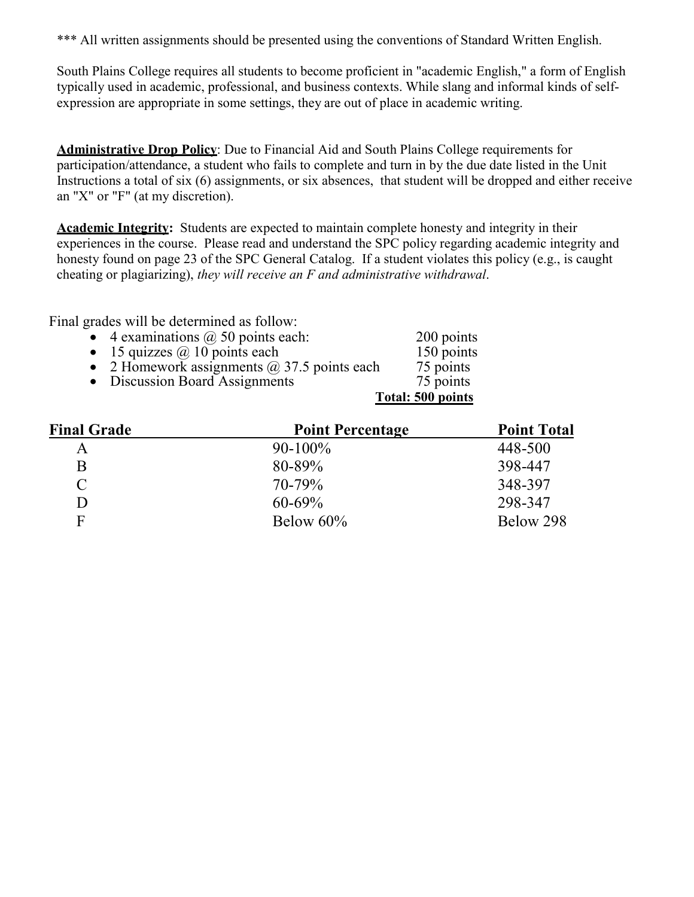*** All written assignments should be presented using the conventions of Standard Written English.

South Plains College requires all students to become proficient in "academic English," a form of English typically used in academic, professional, and business contexts. While slang and informal kinds of self-expression are appropriate in some settings, they are out of place in academic writing.

**Administrative Drop Policy**: Due to Financial Aid and South Plains College requirements for participation/attendance, a student who fails to complete and turn in by the due date listed in the Unit Instructions a total of six (6) assignments, or six absences, that student will be dropped and either receive an "X" or "F" (at my discretion).

**Academic Integrity:** Students are expected to maintain complete honesty and integrity in their experiences in the course. Please read and understand the SPC policy regarding academic integrity and honesty found on page 23 of the SPC General Catalog. If a student violates this policy (e.g., is caught cheating or plagiarizing), *they will receive an F and administrative withdrawal*.

Final grades will be determined as follow:

- 4 examinations @ 50 points each: 200 points
- 15 quizzes @ 10 points each 150 points
- 2 Homework assignments @ 37.5 points each 75 points
- Discussion Board Assignments 75 points

**Total: 500 points**

| Final Grade | Point Percentage | Point Total |
|---|---|---|
| A | 90-100% | 448-500 |
| B | 80-89% | 398-447 |
| C | 70-79% | 348-397 |
| D | 60-69% | 298-347 |
| F | Below 60% | Below 298 |